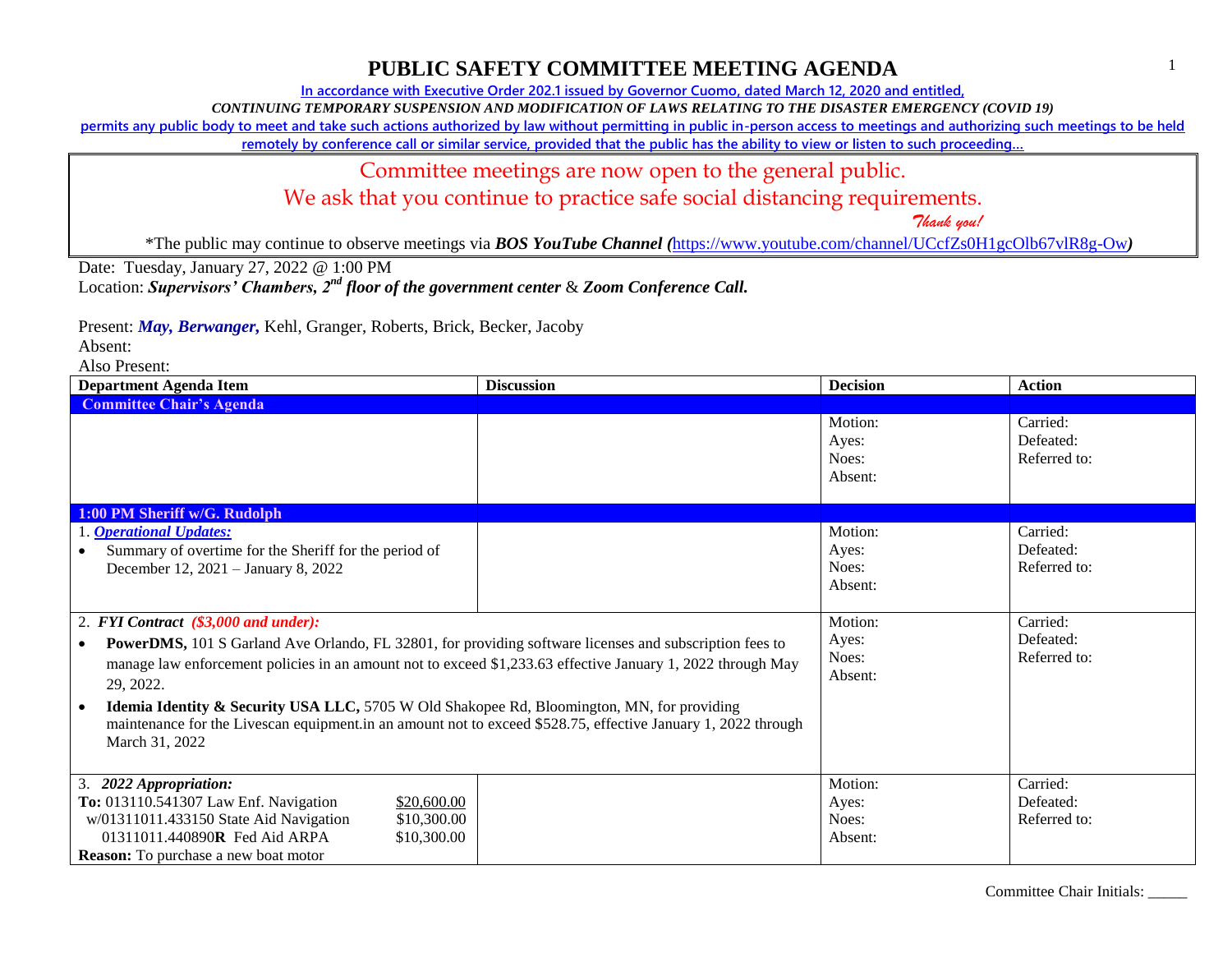# PUBLIC SAFETY COMMITTEE MEETING AGENDA

In accordance with Executive Order 202.1 issued by Governor Cuomo, dated March 12, 2020 and entitled,

*CONTINUING TEMPORARY SUSPENSION AND MODIFICATION OF LAWS RELATING TO THE DISASTER EMERGENCY (COVID 19)*

permits any public body to meet and take such actions authorized by law without permitting in public in-person access to meetings and authorizing such meetings to be held remotely by conference call or similar service, provided that the public has the ability to view or listen to such proceeding…

Committee meetings are now open to the general public.

We ask that you continue to practice safe social distancing requirements.

*Thank you!*

*The public may continue to observe meetings via ***BOS YouTube Channel (***https://www.youtube.com/channel/UCcfZs0H1gcOlb67vlR8g-Ow***)***

Date: Tuesday, January 27, 2022 @ 1:00 PM

Location: ***Supervisors' Chambers, 2nd floor of the government center*** & ***Zoom Conference Call.***

Present: ***May, Berwanger,*** Kehl, Granger, Roberts, Brick, Becker, Jacoby

Absent:

Also Present:

| Department Agenda Item | Discussion | Decision | Action |
|---|---|---|---|
| **Committee Chair's Agenda** | | | |
| | | Motion:<br>Ayes:<br>Noes:<br>Absent: | Carried:<br>Defeated:<br>Referred to: |
| **1:00 PM Sheriff w/G. Rudolph** | | | |
| 1. ***Operational Updates:***<br>• Summary of overtime for the Sheriff for the period of December 12, 2021 – January 8, 2022 | | Motion:<br>Ayes:<br>Noes:<br>Absent: | Carried:<br>Defeated:<br>Referred to: |
| 2. ***FYI Contract*** ***($3,000 and under):***<br>• **PowerDMS,** 101 S Garland Ave Orlando, FL 32801, for providing software licenses and subscription fees to manage law enforcement policies in an amount not to exceed $1,233.63 effective January 1, 2022 through May 29, 2022.<br>• **Idemia Identity & Security USA LLC,** 5705 W Old Shakopee Rd, Bloomington, MN, for providing maintenance for the Livescan equipment.in an amount not to exceed $528.75, effective January 1, 2022 through March 31, 2022 | | Motion:<br>Ayes:<br>Noes:<br>Absent: | Carried:<br>Defeated:<br>Referred to: |
| 3. ***2022 Appropriation:***<br>**To:** 013110.541307 Law Enf. Navigation $20,600.00<br>w/01311011.433150 State Aid Navigation $10,300.00<br>01311011.440890**R** Fed Aid ARPA $10,300.00<br>**Reason:** To purchase a new boat motor | | Motion:<br>Ayes:<br>Noes:<br>Absent: | Carried:<br>Defeated:<br>Referred to: |

Committee Chair Initials: _____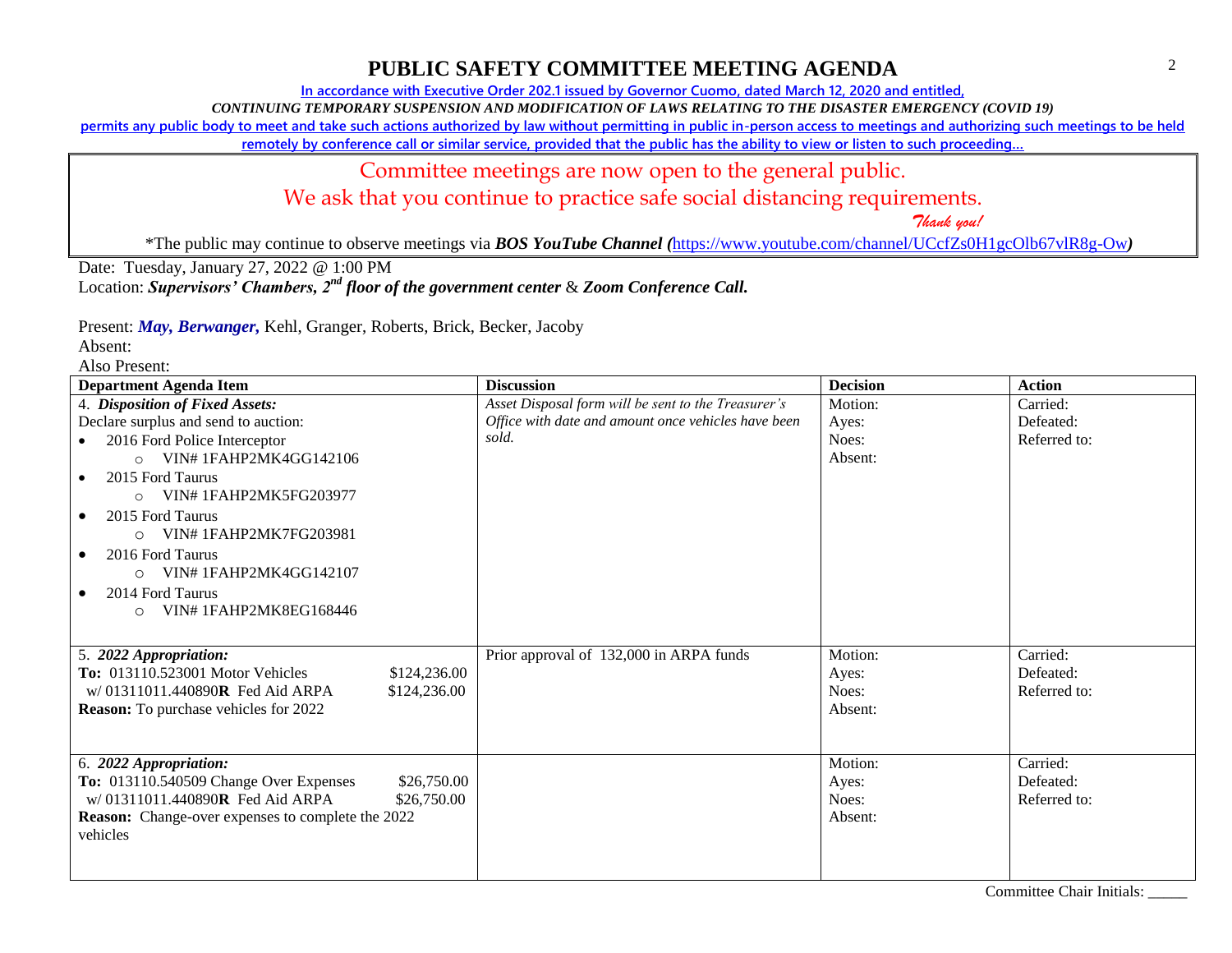# PUBLIC SAFETY COMMITTEE MEETING AGENDA

In accordance with Executive Order 202.1 issued by Governor Cuomo, dated March 12, 2020 and entitled,

*CONTINUING TEMPORARY SUSPENSION AND MODIFICATION OF LAWS RELATING TO THE DISASTER EMERGENCY (COVID 19)*

permits any public body to meet and take such actions authorized by law without permitting in public in-person access to meetings and authorizing such meetings to be held remotely by conference call or similar service, provided that the public has the ability to view or listen to such proceeding…

Committee meetings are now open to the general public.

We ask that you continue to practice safe social distancing requirements.

*Thank you!*

*The public may continue to observe meetings via ***BOS YouTube Channel (***https://www.youtube.com/channel/UCcfZs0H1gcOlb67vlR8g-Ow***)***

Date: Tuesday, January 27, 2022 @ 1:00 PM

Location: ***Supervisors' Chambers, 2nd floor of the government center*** & ***Zoom Conference Call.***

Present: ***May, Berwanger,*** Kehl, Granger, Roberts, Brick, Becker, Jacoby

Absent:

Also Present:

| Department Agenda Item | Discussion | Decision | Action |
|---|---|---|---|
| 4. ***Disposition of Fixed Assets:***<br>Declare surplus and send to auction:<br>• 2016 Ford Police Interceptor<br>  ○ VIN# 1FAHP2MK4GG142106<br>• 2015 Ford Taurus<br>  ○ VIN# 1FAHP2MK5FG203977<br>• 2015 Ford Taurus<br>  ○ VIN# 1FAHP2MK7FG203981<br>• 2016 Ford Taurus<br>  ○ VIN# 1FAHP2MK4GG142107<br>• 2014 Ford Taurus<br>  ○ VIN# 1FAHP2MK8EG168446 | *Asset Disposal form will be sent to the Treasurer's Office with date and amount once vehicles have been sold.* | Motion:<br>Ayes:<br>Noes:<br>Absent: | Carried:<br>Defeated:<br>Referred to: |
| 5. ***2022 Appropriation:***<br>**To:** 013110.523001 Motor Vehicles $124,236.00<br>w/ 01311011.440890**R** Fed Aid ARPA $124,236.00<br>**Reason:** To purchase vehicles for 2022 | Prior approval of 132,000 in ARPA funds | Motion:<br>Ayes:<br>Noes:<br>Absent: | Carried:<br>Defeated:<br>Referred to: |
| 6. ***2022 Appropriation:***<br>**To:** 013110.540509 Change Over Expenses $26,750.00<br>w/ 01311011.440890**R** Fed Aid ARPA $26,750.00<br>**Reason:** Change-over expenses to complete the 2022 vehicles | | Motion:<br>Ayes:<br>Noes:<br>Absent: | Carried:<br>Defeated:<br>Referred to: |

Committee Chair Initials: _____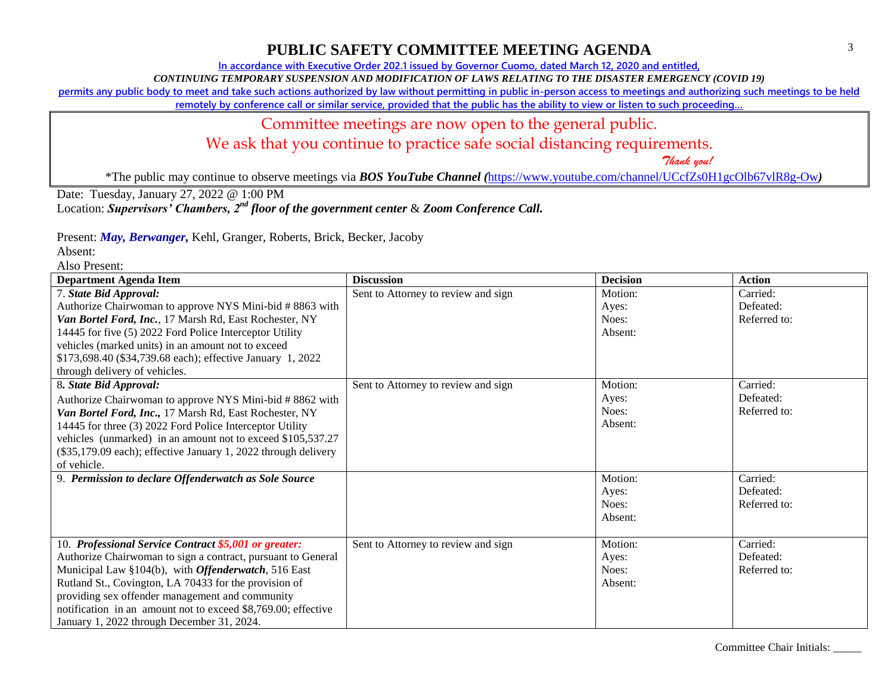# PUBLIC SAFETY COMMITTEE MEETING AGENDA

In accordance with Executive Order 202.1 issued by Governor Cuomo, dated March 12, 2020 and entitled,

*CONTINUING TEMPORARY SUSPENSION AND MODIFICATION OF LAWS RELATING TO THE DISASTER EMERGENCY (COVID 19)*

permits any public body to meet and take such actions authorized by law without permitting in public in-person access to meetings and authorizing such meetings to be held remotely by conference call or similar service, provided that the public has the ability to view or listen to such proceeding…

Committee meetings are now open to the general public.
We ask that you continue to practice safe social distancing requirements.
*Thank you!*

*The public may continue to observe meetings via ***BOS YouTube Channel (***https://www.youtube.com/channel/UCcfZs0H1gcOlb67vlR8g-Ow***)***

Date: Tuesday, January 27, 2022 @ 1:00 PM
Location: ***Supervisors' Chambers, 2nd floor of the government center*** & ***Zoom Conference Call.***

Present: ***May, Berwanger,*** Kehl, Granger, Roberts, Brick, Becker, Jacoby
Absent:
Also Present:

| Department Agenda Item | Discussion | Decision | Action |
|---|---|---|---|
| 7. ***State Bid Approval:*** Authorize Chairwoman to approve NYS Mini-bid # 8863 with ***Van Bortel Ford, Inc.***, 17 Marsh Rd, East Rochester, NY 14445 for five (5) 2022 Ford Police Interceptor Utility vehicles (marked units) in an amount not to exceed $173,698.40 ($34,739.68 each); effective January 1, 2022 through delivery of vehicles. | Sent to Attorney to review and sign | Motion: Ayes: Noes: Absent: | Carried: Defeated: Referred to: |
| 8***. State Bid Approval:*** Authorize Chairwoman to approve NYS Mini-bid # 8862 with ***Van Bortel Ford, Inc.,*** 17 Marsh Rd, East Rochester, NY 14445 for three (3) 2022 Ford Police Interceptor Utility vehicles (unmarked) in an amount not to exceed $105,537.27 ($35,179.09 each); effective January 1, 2022 through delivery of vehicle. | Sent to Attorney to review and sign | Motion: Ayes: Noes: Absent: | Carried: Defeated: Referred to: |
| 9. ***Permission to declare Offenderwatch as Sole Source*** | | Motion: Ayes: Noes: Absent: | Carried: Defeated: Referred to: |
| 10. ***Professional Service Contract $5,001 or greater:*** Authorize Chairwoman to sign a contract, pursuant to General Municipal Law §104(b), with ***Offenderwatch***, 516 East Rutland St., Covington, LA 70433 for the provision of providing sex offender management and community notification in an amount not to exceed $8,769.00; effective January 1, 2022 through December 31, 2024. | Sent to Attorney to review and sign | Motion: Ayes: Noes: Absent: | Carried: Defeated: Referred to: |

Committee Chair Initials: _____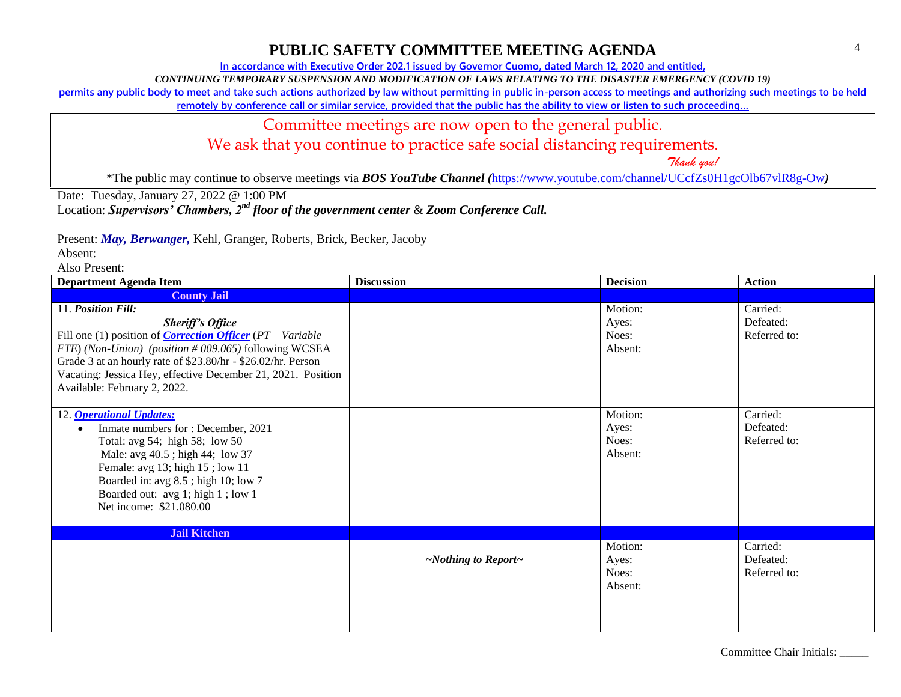# PUBLIC SAFETY COMMITTEE MEETING AGENDA

In accordance with Executive Order 202.1 issued by Governor Cuomo, dated March 12, 2020 and entitled,

*CONTINUING TEMPORARY SUSPENSION AND MODIFICATION OF LAWS RELATING TO THE DISASTER EMERGENCY (COVID 19)*

permits any public body to meet and take such actions authorized by law without permitting in public in-person access to meetings and authorizing such meetings to be held remotely by conference call or similar service, provided that the public has the ability to view or listen to such proceeding…

Committee meetings are now open to the general public.

We ask that you continue to practice safe social distancing requirements.

*Thank you!*

*The public may continue to observe meetings via ***BOS YouTube Channel (***https://www.youtube.com/channel/UCcfZs0H1gcOlb67vlR8g-Ow***)***

Date: Tuesday, January 27, 2022 @ 1:00 PM

Location: ***Supervisors' Chambers, 2nd floor of the government center*** & ***Zoom Conference Call.***

Present: ***May, Berwanger,*** Kehl, Granger, Roberts, Brick, Becker, Jacoby

Absent:

Also Present:

| Department Agenda Item | Discussion | Decision | Action |
|---|---|---|---|
| **County Jail** | | | |
| 11. ***Position Fill:*** ***Sheriff's Office*** Fill one (1) position of ***Correction Officer*** (*PT – Variable FTE*) *(Non-Union) (position # 009.065)* following WCSEA Grade 3 at an hourly rate of $23.80/hr - $26.02/hr. Person Vacating: Jessica Hey, effective December 21, 2021. Position Available: February 2, 2022. | | Motion: Ayes: Noes: Absent: | Carried: Defeated: Referred to: |
| 12. ***Operational Updates:*** • Inmate numbers for : December, 2021 Total: avg 54; high 58; low 50 Male: avg 40.5 ; high 44; low 37 Female: avg 13; high 15 ; low 11 Boarded in: avg 8.5 ; high 10; low 7 Boarded out: avg 1; high 1 ; low 1 Net income: $21.080.00 | | Motion: Ayes: Noes: Absent: | Carried: Defeated: Referred to: |
| **Jail Kitchen** | | | |
| | *~Nothing to Report~* | Motion: Ayes: Noes: Absent: | Carried: Defeated: Referred to: |

Committee Chair Initials: _____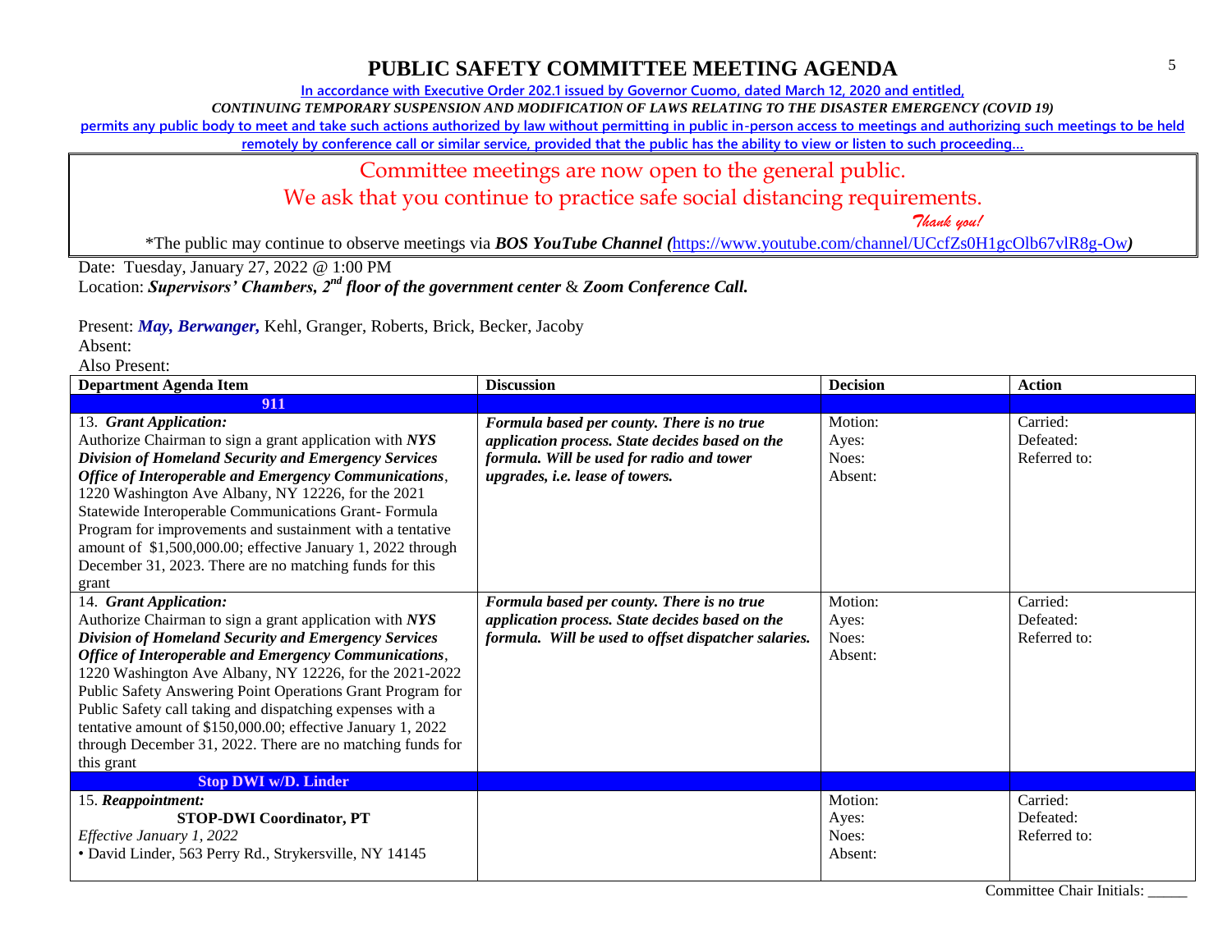# PUBLIC SAFETY COMMITTEE MEETING AGENDA

In accordance with Executive Order 202.1 issued by Governor Cuomo, dated March 12, 2020 and entitled,

*CONTINUING TEMPORARY SUSPENSION AND MODIFICATION OF LAWS RELATING TO THE DISASTER EMERGENCY (COVID 19)*

permits any public body to meet and take such actions authorized by law without permitting in public in-person access to meetings and authorizing such meetings to be held remotely by conference call or similar service, provided that the public has the ability to view or listen to such proceeding…

Committee meetings are now open to the general public.

We ask that you continue to practice safe social distancing requirements.

*Thank you!*

\*The public may continue to observe meetings via ***BOS YouTube Channel (***https://www.youtube.com/channel/UCcfZs0H1gcOlb67vlR8g-Ow***)***

Date: Tuesday, January 27, 2022 @ 1:00 PM

Location: ***Supervisors' Chambers, 2nd floor of the government center*** & ***Zoom Conference Call.***

Present: ***May, Berwanger,*** Kehl, Granger, Roberts, Brick, Becker, Jacoby

Absent:

Also Present:

| Department Agenda Item | Discussion | Decision | Action |
|---|---|---|---|
| **911** | | | |
| 13. ***Grant Application:*** Authorize Chairman to sign a grant application with ***NYS Division of Homeland Security and Emergency Services Office of Interoperable and Emergency Communications***, 1220 Washington Ave Albany, NY 12226, for the 2021 Statewide Interoperable Communications Grant- Formula Program for improvements and sustainment with a tentative amount of $1,500,000.00; effective January 1, 2022 through December 31, 2023. There are no matching funds for this grant | ***Formula based per county. There is no true application process. State decides based on the formula. Will be used for radio and tower upgrades, i.e. lease of towers.*** | Motion:<br>Ayes:<br>Noes:<br>Absent: | Carried:<br>Defeated:<br>Referred to: |
| 14. ***Grant Application:*** Authorize Chairman to sign a grant application with ***NYS Division of Homeland Security and Emergency Services Office of Interoperable and Emergency Communications***, 1220 Washington Ave Albany, NY 12226, for the 2021-2022 Public Safety Answering Point Operations Grant Program for Public Safety call taking and dispatching expenses with a tentative amount of $150,000.00; effective January 1, 2022 through December 31, 2022. There are no matching funds for this grant | ***Formula based per county. There is no true application process. State decides based on the formula. Will be used to offset dispatcher salaries.*** | Motion:<br>Ayes:<br>Noes:<br>Absent: | Carried:<br>Defeated:<br>Referred to: |
| **Stop DWI w/D. Linder** | | | |
| 15. ***Reappointment:*** **STOP-DWI Coordinator, PT** *Effective January 1, 2022* • David Linder, 563 Perry Rd., Strykersville, NY 14145 | | Motion:<br>Ayes:<br>Noes:<br>Absent: | Carried:<br>Defeated:<br>Referred to: |

Committee Chair Initials: _____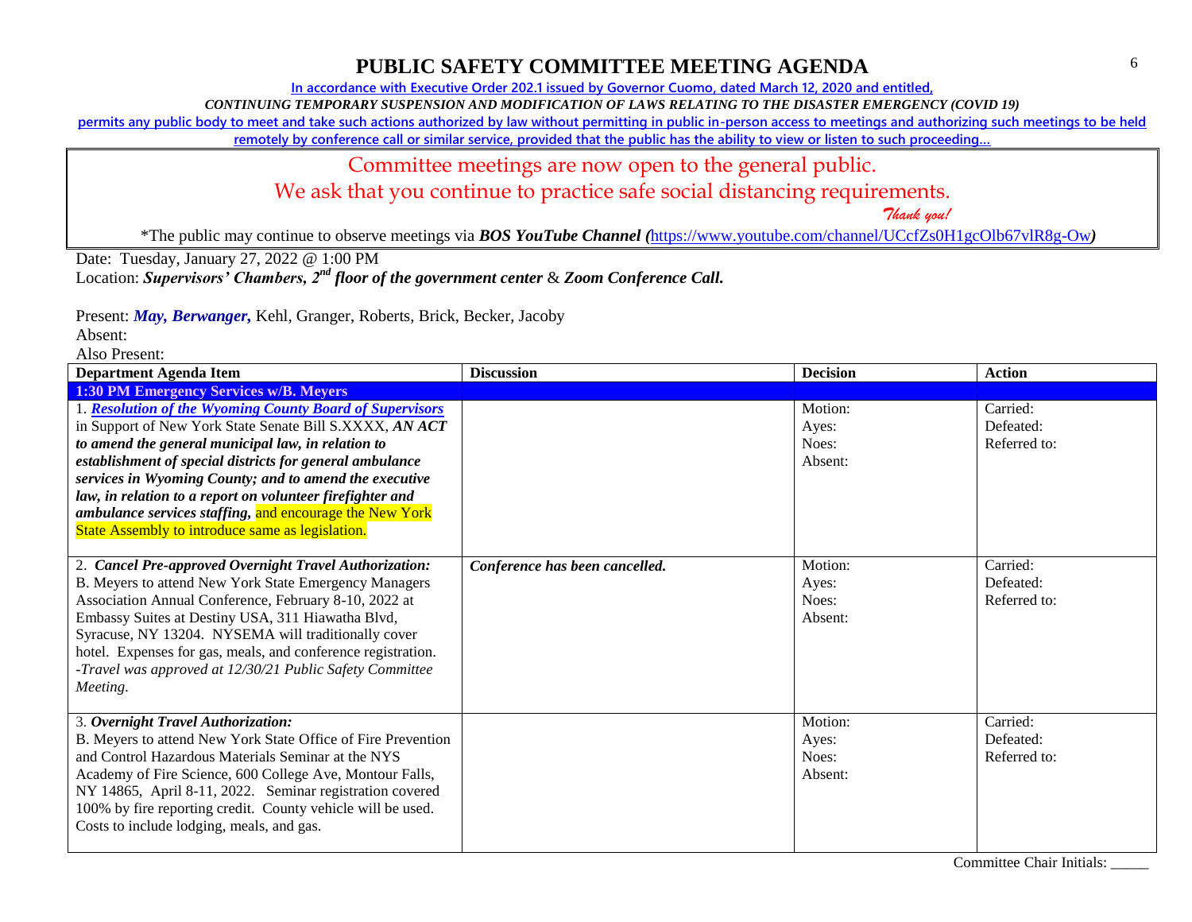# PUBLIC SAFETY COMMITTEE MEETING AGENDA

In accordance with Executive Order 202.1 issued by Governor Cuomo, dated March 12, 2020 and entitled,

*CONTINUING TEMPORARY SUSPENSION AND MODIFICATION OF LAWS RELATING TO THE DISASTER EMERGENCY (COVID 19)*

permits any public body to meet and take such actions authorized by law without permitting in public in-person access to meetings and authorizing such meetings to be held remotely by conference call or similar service, provided that the public has the ability to view or listen to such proceeding…

Committee meetings are now open to the general public.

We ask that you continue to practice safe social distancing requirements.

*Thank you!*

*The public may continue to observe meetings via ***BOS YouTube Channel (***https://www.youtube.com/channel/UCcfZs0H1gcOlb67vlR8g-Ow***)***

Date: Tuesday, January 27, 2022 @ 1:00 PM

Location: ***Supervisors' Chambers, 2nd floor of the government center*** & ***Zoom Conference Call.***

Present: ***May, Berwanger,*** Kehl, Granger, Roberts, Brick, Becker, Jacoby

Absent:

Also Present:

| Department Agenda Item | Discussion | Decision | Action |
|---|---|---|---|
| **1:30 PM Emergency Services w/B. Meyers** | | | |
| 1. ***Resolution of the Wyoming County Board of Supervisors*** in Support of New York State Senate Bill S.XXXX, ***AN ACT to amend the general municipal law, in relation to establishment of special districts for general ambulance services in Wyoming County; and to amend the executive law, in relation to a report on volunteer firefighter and ambulance services staffing,*** and encourage the New York State Assembly to introduce same as legislation. | | Motion:<br>Ayes:<br>Noes:<br>Absent: | Carried:<br>Defeated:<br>Referred to: |
| 2. ***Cancel Pre-approved Overnight Travel Authorization:*** B. Meyers to attend New York State Emergency Managers Association Annual Conference, February 8-10, 2022 at Embassy Suites at Destiny USA, 311 Hiawatha Blvd, Syracuse, NY 13204. NYSEMA will traditionally cover hotel. Expenses for gas, meals, and conference registration. *-Travel was approved at 12/30/21 Public Safety Committee Meeting.* | ***Conference has been cancelled.*** | Motion:<br>Ayes:<br>Noes:<br>Absent: | Carried:<br>Defeated:<br>Referred to: |
| 3. ***Overnight Travel Authorization:*** B. Meyers to attend New York State Office of Fire Prevention and Control Hazardous Materials Seminar at the NYS Academy of Fire Science, 600 College Ave, Montour Falls, NY 14865, April 8-11, 2022. Seminar registration covered 100% by fire reporting credit. County vehicle will be used. Costs to include lodging, meals, and gas. | | Motion:<br>Ayes:<br>Noes:<br>Absent: | Carried:<br>Defeated:<br>Referred to: |

Committee Chair Initials: _____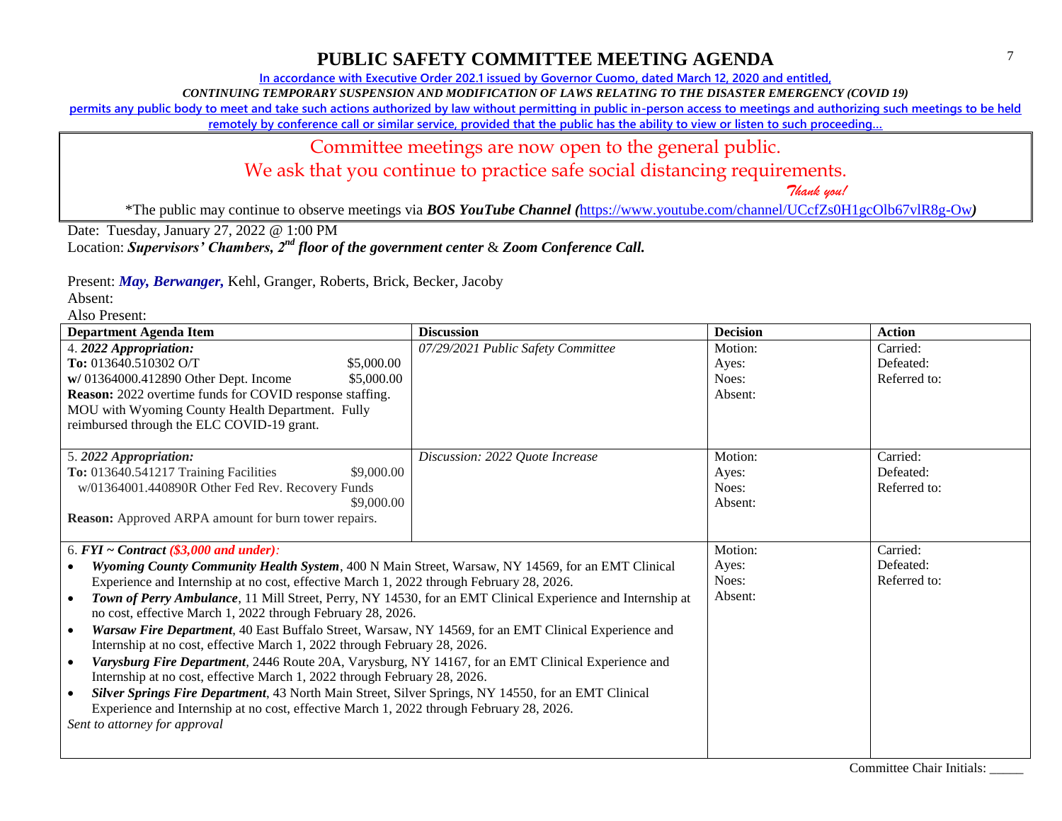# PUBLIC SAFETY COMMITTEE MEETING AGENDA

In accordance with Executive Order 202.1 issued by Governor Cuomo, dated March 12, 2020 and entitled,

*CONTINUING TEMPORARY SUSPENSION AND MODIFICATION OF LAWS RELATING TO THE DISASTER EMERGENCY (COVID 19)*

permits any public body to meet and take such actions authorized by law without permitting in public in-person access to meetings and authorizing such meetings to be held remotely by conference call or similar service, provided that the public has the ability to view or listen to such proceeding…

Committee meetings are now open to the general public.

We ask that you continue to practice safe social distancing requirements.

*Thank you!*

\*The public may continue to observe meetings via ***BOS YouTube Channel*** *(*https://www.youtube.com/channel/UCcfZs0H1gcOlb67vlR8g-Ow*)*

Date: Tuesday, January 27, 2022 @ 1:00 PM

Location: ***Supervisors' Chambers, 2nd floor of the government center*** & ***Zoom Conference Call.***

Present: ***May, Berwanger,*** Kehl, Granger, Roberts, Brick, Becker, Jacoby

Absent:

Also Present:

| Department Agenda Item | Discussion | Decision | Action |
|---|---|---|---|
| 4. ***2022 Appropriation:***<br>**To:** 013640.510302 O/T $5,000.00<br>**w/** 01364000.412890 Other Dept. Income $5,000.00<br>**Reason:** 2022 overtime funds for COVID response staffing. MOU with Wyoming County Health Department. Fully reimbursed through the ELC COVID-19 grant. | *07/29/2021 Public Safety Committee* | Motion:<br>Ayes:<br>Noes:<br>Absent: | Carried:<br>Defeated:<br>Referred to: |
| 5. ***2022 Appropriation:***<br>**To:** 013640.541217 Training Facilities $9,000.00<br>w/01364001.440890R Other Fed Rev. Recovery Funds $9,000.00<br>**Reason:** Approved ARPA amount for burn tower repairs. | *Discussion: 2022 Quote Increase* | Motion:<br>Ayes:<br>Noes:<br>Absent: | Carried:<br>Defeated:<br>Referred to: |
| 6. ***FYI ~ Contract*** ***($3,000 and under):***<br>• ***Wyoming County Community Health System***, 400 N Main Street, Warsaw, NY 14569, for an EMT Clinical Experience and Internship at no cost, effective March 1, 2022 through February 28, 2026.<br>• ***Town of Perry Ambulance***, 11 Mill Street, Perry, NY 14530, for an EMT Clinical Experience and Internship at no cost, effective March 1, 2022 through February 28, 2026.<br>• ***Warsaw Fire Department***, 40 East Buffalo Street, Warsaw, NY 14569, for an EMT Clinical Experience and Internship at no cost, effective March 1, 2022 through February 28, 2026.<br>• ***Varysburg Fire Department***, 2446 Route 20A, Varysburg, NY 14167, for an EMT Clinical Experience and Internship at no cost, effective March 1, 2022 through February 28, 2026.<br>• ***Silver Springs Fire Department***, 43 North Main Street, Silver Springs, NY 14550, for an EMT Clinical Experience and Internship at no cost, effective March 1, 2022 through February 28, 2026.<br>*Sent to attorney for approval* | | Motion:<br>Ayes:<br>Noes:<br>Absent: | Carried:<br>Defeated:<br>Referred to: |

Committee Chair Initials: _____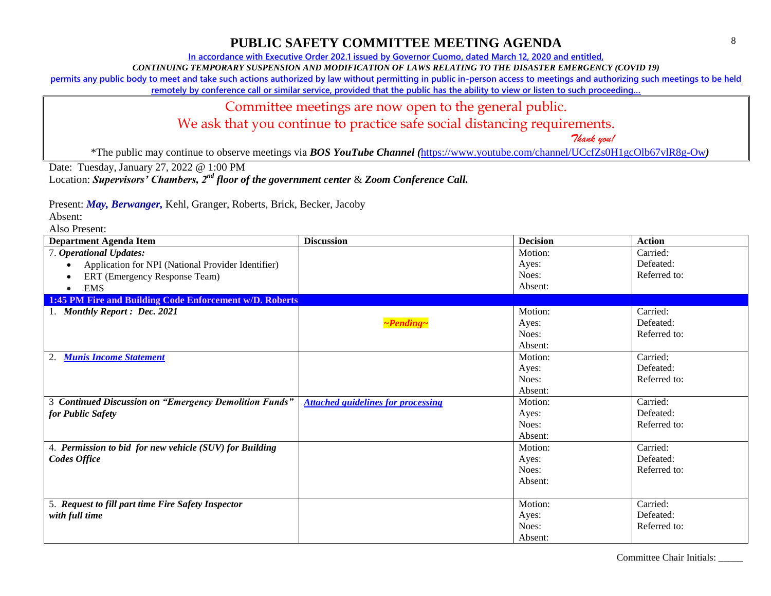# PUBLIC SAFETY COMMITTEE MEETING AGENDA

In accordance with Executive Order 202.1 issued by Governor Cuomo, dated March 12, 2020 and entitled,

*CONTINUING TEMPORARY SUSPENSION AND MODIFICATION OF LAWS RELATING TO THE DISASTER EMERGENCY (COVID 19)*

permits any public body to meet and take such actions authorized by law without permitting in public in-person access to meetings and authorizing such meetings to be held remotely by conference call or similar service, provided that the public has the ability to view or listen to such proceeding…

Committee meetings are now open to the general public.
We ask that you continue to practice safe social distancing requirements.
*Thank you!*

*The public may continue to observe meetings via ***BOS YouTube Channel (***https://www.youtube.com/channel/UCcfZs0H1gcOlb67vlR8g-Ow***)***

Date: Tuesday, January 27, 2022 @ 1:00 PM
Location: ***Supervisors' Chambers, 2nd floor of the government center*** & ***Zoom Conference Call.***

Present: ***May, Berwanger,*** Kehl, Granger, Roberts, Brick, Becker, Jacoby
Absent:
Also Present:

| Department Agenda Item | Discussion | Decision | Action |
|---|---|---|---|
| 7. ***Operational Updates:*** <br>• Application for NPI (National Provider Identifier) <br>• ERT (Emergency Response Team) <br>• EMS | | Motion: <br>Ayes: <br>Noes: <br>Absent: | Carried: <br>Defeated: <br>Referred to: |
| **1:45 PM Fire and Building Code Enforcement w/D. Roberts** | | | |
| 1. ***Monthly Report : Dec. 2021*** | ***~Pending~*** | Motion: <br>Ayes: <br>Noes: <br>Absent: | Carried: <br>Defeated: <br>Referred to: |
| 2. ***Munis Income Statement*** | | Motion: <br>Ayes: <br>Noes: <br>Absent: | Carried: <br>Defeated: <br>Referred to: |
| 3 ***Continued Discussion on "Emergency Demolition Funds" for Public Safety*** | ***Attached guidelines for processing*** | Motion: <br>Ayes: <br>Noes: <br>Absent: | Carried: <br>Defeated: <br>Referred to: |
| 4. ***Permission to bid for new vehicle (SUV) for Building Codes Office*** | | Motion: <br>Ayes: <br>Noes: <br>Absent: | Carried: <br>Defeated: <br>Referred to: |
| 5. ***Request to fill part time Fire Safety Inspector with full time*** | | Motion: <br>Ayes: <br>Noes: <br>Absent: | Carried: <br>Defeated: <br>Referred to: |

Committee Chair Initials: _____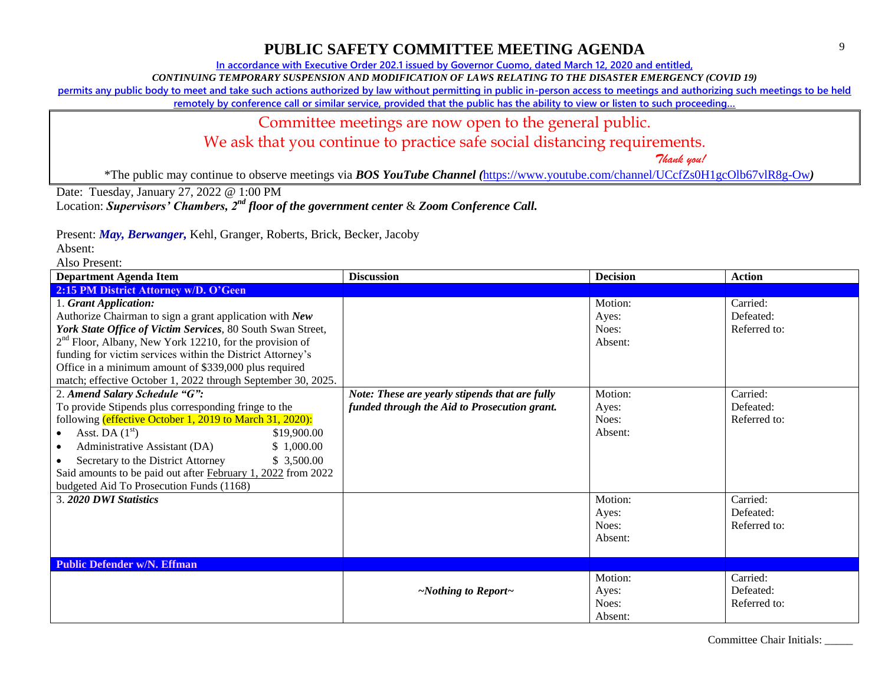# PUBLIC SAFETY COMMITTEE MEETING AGENDA

In accordance with Executive Order 202.1 issued by Governor Cuomo, dated March 12, 2020 and entitled,

*CONTINUING TEMPORARY SUSPENSION AND MODIFICATION OF LAWS RELATING TO THE DISASTER EMERGENCY (COVID 19)*

permits any public body to meet and take such actions authorized by law without permitting in public in-person access to meetings and authorizing such meetings to be held remotely by conference call or similar service, provided that the public has the ability to view or listen to such proceeding…

Committee meetings are now open to the general public.

We ask that you continue to practice safe social distancing requirements.

*Thank you!*

*The public may continue to observe meetings via ***BOS YouTube Channel (***https://www.youtube.com/channel/UCcfZs0H1gcOlb67vlR8g-Ow***)***

Date: Tuesday, January 27, 2022 @ 1:00 PM

Location: ***Supervisors' Chambers, 2nd floor of the government center*** & ***Zoom Conference Call.***

Present: ***May, Berwanger,*** Kehl, Granger, Roberts, Brick, Becker, Jacoby

Absent:

Also Present:

| Department Agenda Item | Discussion | Decision | Action |
|---|---|---|---|
| **2:15 PM District Attorney w/D. O'Geen** | | | |
| 1. ***Grant Application:*** Authorize Chairman to sign a grant application with ***New York State Office of Victim Services***, 80 South Swan Street, 2nd Floor, Albany, New York 12210, for the provision of funding for victim services within the District Attorney's Office in a minimum amount of $339,000 plus required match; effective October 1, 2022 through September 30, 2025. | | Motion: Ayes: Noes: Absent: | Carried: Defeated: Referred to: |
| 2. ***Amend Salary Schedule "G":*** To provide Stipends plus corresponding fringe to the following (effective October 1, 2019 to March 31, 2020): • Asst. DA (1st) $19,900.00 • Administrative Assistant (DA) $ 1,000.00 • Secretary to the District Attorney $ 3,500.00 Said amounts to be paid out after February 1, 2022 from 2022 budgeted Aid To Prosecution Funds (1168) | ***Note: These are yearly stipends that are fully funded through the Aid to Prosecution grant.*** | Motion: Ayes: Noes: Absent: | Carried: Defeated: Referred to: |
| 3. ***2020 DWI Statistics*** | | Motion: Ayes: Noes: Absent: | Carried: Defeated: Referred to: |
| **Public Defender w/N. Effman** | | | |
| | ***~Nothing to Report~*** | Motion: Ayes: Noes: Absent: | Carried: Defeated: Referred to: |

Committee Chair Initials: _____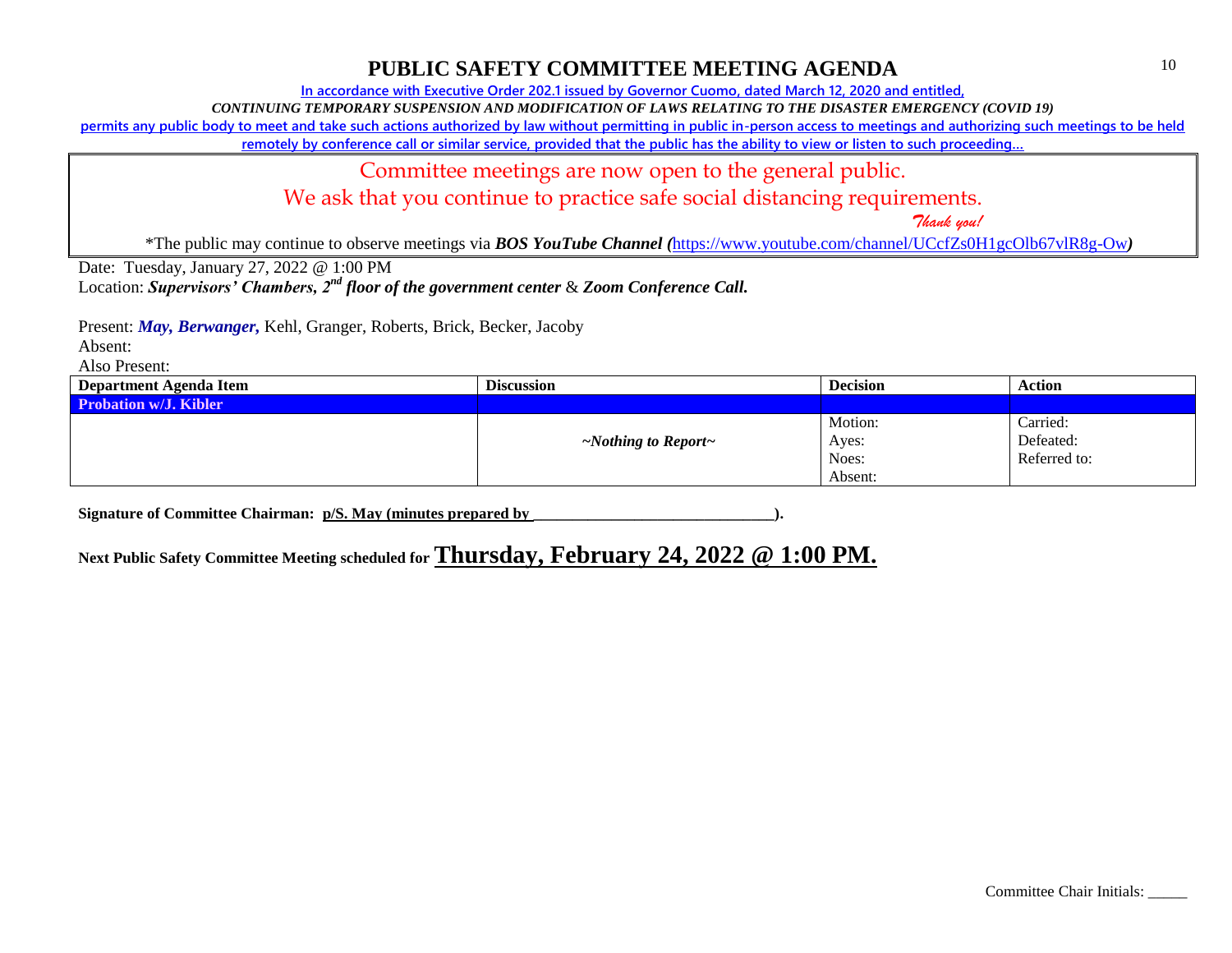# PUBLIC SAFETY COMMITTEE MEETING AGENDA

In accordance with Executive Order 202.1 issued by Governor Cuomo, dated March 12, 2020 and entitled,

*CONTINUING TEMPORARY SUSPENSION AND MODIFICATION OF LAWS RELATING TO THE DISASTER EMERGENCY (COVID 19)*

permits any public body to meet and take such actions authorized by law without permitting in public in-person access to meetings and authorizing such meetings to be held remotely by conference call or similar service, provided that the public has the ability to view or listen to such proceeding…

Committee meetings are now open to the general public.

We ask that you continue to practice safe social distancing requirements.

*Thank you!*

*The public may continue to observe meetings via ***BOS YouTube Channel (***https://www.youtube.com/channel/UCcfZs0H1gcOlb67vlR8g-Ow***)***

Date: Tuesday, January 27, 2022 @ 1:00 PM

Location: ***Supervisors' Chambers, 2nd floor of the government center*** & ***Zoom Conference Call.***

Present: ***May, Berwanger,*** Kehl, Granger, Roberts, Brick, Becker, Jacoby

Absent:

Also Present:

| Department Agenda Item | Discussion | Decision | Action |
|---|---|---|---|
| **Probation w/J. Kibler** | | | |
| | *~Nothing to Report~* | Motion:<br>Ayes:<br>Noes:<br>Absent: | Carried:<br>Defeated:<br>Referred to: |

**Signature of Committee Chairman: p/S. May (minutes prepared by \_\_\_\_\_\_\_\_\_\_\_\_\_\_\_\_\_\_\_\_\_\_\_\_\_\_\_\_\_\_).**

**Next Public Safety Committee Meeting scheduled for Thursday, February 24, 2022 @ 1:00 PM.**

Committee Chair Initials: \_\_\_\_\_